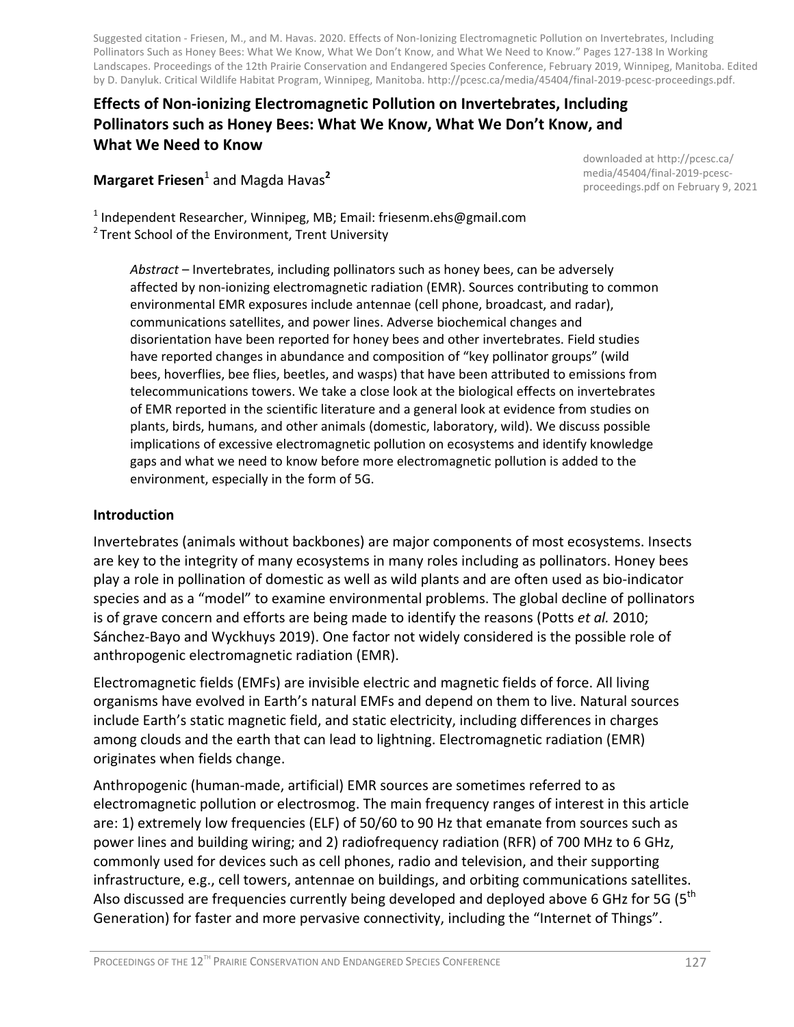Suggested citation - Friesen, M., and M. Havas. 2020. Effects of Non-Ionizing Electromagnetic Pollution on Invertebrates, Including Pollinators Such as Honey Bees: What We Know, What We Don't Know, and What We Need to Know." Pages 127-138 In Working Landscapes. Proceedings of the 12th Prairie Conservation and Endangered Species Conference, February 2019, Winnipeg, Manitoba. Edited by D. Danyluk. Critical Wildlife Habitat Program, Winnipeg, Manitoba. http://pcesc.ca/media/45404/final-2019-pcesc-proceedings.pdf.

# Effects of Non-ionizing Electromagnetic Pollution on Invertebrates, Including Pollinators such as Honey Bees: What We Know, What We Don't Know, and What We Need to Know

downloaded at http://pcesc.ca/media/45404/final-2019-pcesc-proceedings.pdf on February 9, 2021

**Margaret Friesen**[1] and Magda Havas[2]

[1] Independent Researcher, Winnipeg, MB; Email: friesenm.ehs@gmail.com
[2] Trent School of the Environment, Trent University

*Abstract* – Invertebrates, including pollinators such as honey bees, can be adversely affected by non-ionizing electromagnetic radiation (EMR). Sources contributing to common environmental EMR exposures include antennae (cell phone, broadcast, and radar), communications satellites, and power lines. Adverse biochemical changes and disorientation have been reported for honey bees and other invertebrates. Field studies have reported changes in abundance and composition of "key pollinator groups" (wild bees, hoverflies, bee flies, beetles, and wasps) that have been attributed to emissions from telecommunications towers. We take a close look at the biological effects on invertebrates of EMR reported in the scientific literature and a general look at evidence from studies on plants, birds, humans, and other animals (domestic, laboratory, wild). We discuss possible implications of excessive electromagnetic pollution on ecosystems and identify knowledge gaps and what we need to know before more electromagnetic pollution is added to the environment, especially in the form of 5G.

## Introduction

Invertebrates (animals without backbones) are major components of most ecosystems. Insects are key to the integrity of many ecosystems in many roles including as pollinators. Honey bees play a role in pollination of domestic as well as wild plants and are often used as bio-indicator species and as a "model" to examine environmental problems. The global decline of pollinators is of grave concern and efforts are being made to identify the reasons (Potts *et al.* 2010; Sánchez-Bayo and Wyckhuys 2019). One factor not widely considered is the possible role of anthropogenic electromagnetic radiation (EMR).

Electromagnetic fields (EMFs) are invisible electric and magnetic fields of force. All living organisms have evolved in Earth's natural EMFs and depend on them to live. Natural sources include Earth's static magnetic field, and static electricity, including differences in charges among clouds and the earth that can lead to lightning. Electromagnetic radiation (EMR) originates when fields change.

Anthropogenic (human-made, artificial) EMR sources are sometimes referred to as electromagnetic pollution or electrosmog. The main frequency ranges of interest in this article are: 1) extremely low frequencies (ELF) of 50/60 to 90 Hz that emanate from sources such as power lines and building wiring; and 2) radiofrequency radiation (RFR) of 700 MHz to 6 GHz, commonly used for devices such as cell phones, radio and television, and their supporting infrastructure, e.g., cell towers, antennae on buildings, and orbiting communications satellites. Also discussed are frequencies currently being developed and deployed above 6 GHz for 5G (5th Generation) for faster and more pervasive connectivity, including the "Internet of Things".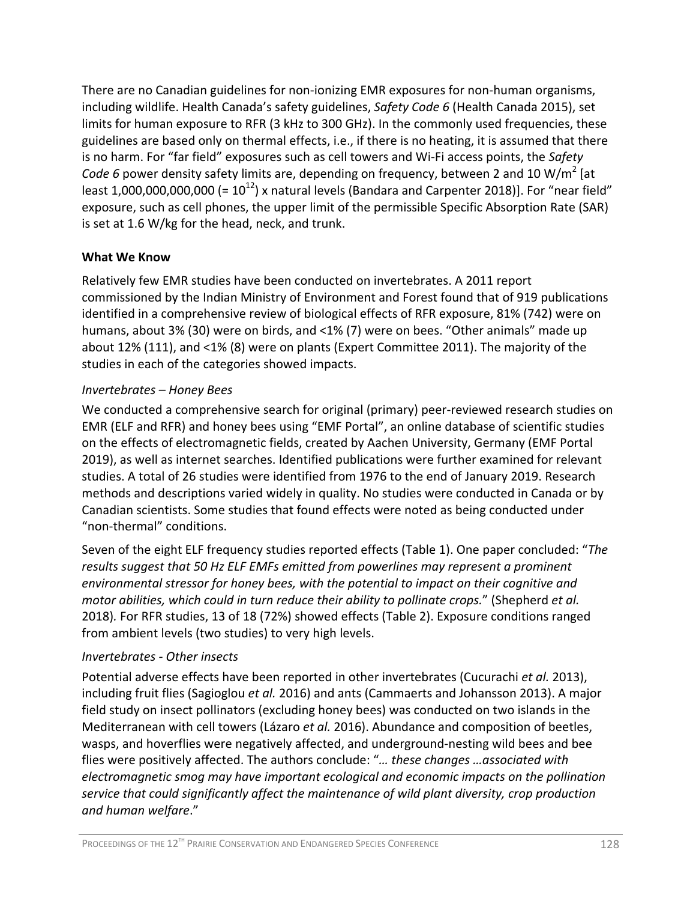There are no Canadian guidelines for non-ionizing EMR exposures for non-human organisms, including wildlife. Health Canada's safety guidelines, *Safety Code 6* (Health Canada 2015), set limits for human exposure to RFR (3 kHz to 300 GHz). In the commonly used frequencies, these guidelines are based only on thermal effects, i.e., if there is no heating, it is assumed that there is no harm. For "far field" exposures such as cell towers and Wi-Fi access points, the *Safety Code 6* power density safety limits are, depending on frequency, between 2 and 10 $W/m^2$ [at least 1,000,000,000,000 (= $10^{12}$) x natural levels (Bandara and Carpenter 2018)]. For "near field" exposure, such as cell phones, the upper limit of the permissible Specific Absorption Rate (SAR) is set at 1.6 W/kg for the head, neck, and trunk.

**What We Know**

Relatively few EMR studies have been conducted on invertebrates. A 2011 report commissioned by the Indian Ministry of Environment and Forest found that of 919 publications identified in a comprehensive review of biological effects of RFR exposure, 81% (742) were on humans, about 3% (30) were on birds, and <1% (7) were on bees. "Other animals" made up about 12% (111), and <1% (8) were on plants (Expert Committee 2011). The majority of the studies in each of the categories showed impacts.

*Invertebrates – Honey Bees*

We conducted a comprehensive search for original (primary) peer-reviewed research studies on EMR (ELF and RFR) and honey bees using "EMF Portal", an online database of scientific studies on the effects of electromagnetic fields, created by Aachen University, Germany (EMF Portal 2019), as well as internet searches. Identified publications were further examined for relevant studies. A total of 26 studies were identified from 1976 to the end of January 2019. Research methods and descriptions varied widely in quality. No studies were conducted in Canada or by Canadian scientists. Some studies that found effects were noted as being conducted under "non-thermal" conditions.

Seven of the eight ELF frequency studies reported effects (Table 1). One paper concluded: "*The results suggest that 50 Hz ELF EMFs emitted from powerlines may represent a prominent environmental stressor for honey bees, with the potential to impact on their cognitive and motor abilities, which could in turn reduce their ability to pollinate crops.*" (Shepherd *et al.* 2018). For RFR studies, 13 of 18 (72%) showed effects (Table 2). Exposure conditions ranged from ambient levels (two studies) to very high levels.

*Invertebrates - Other insects*

Potential adverse effects have been reported in other invertebrates (Cucurachi *et al.* 2013), including fruit flies (Sagioglou *et al.* 2016) and ants (Cammaerts and Johansson 2013). A major field study on insect pollinators (excluding honey bees) was conducted on two islands in the Mediterranean with cell towers (Lázaro *et al.* 2016). Abundance and composition of beetles, wasps, and hoverflies were negatively affected, and underground-nesting wild bees and bee flies were positively affected. The authors conclude: "*… these changes …associated with electromagnetic smog may have important ecological and economic impacts on the pollination service that could significantly affect the maintenance of wild plant diversity, crop production and human welfare*."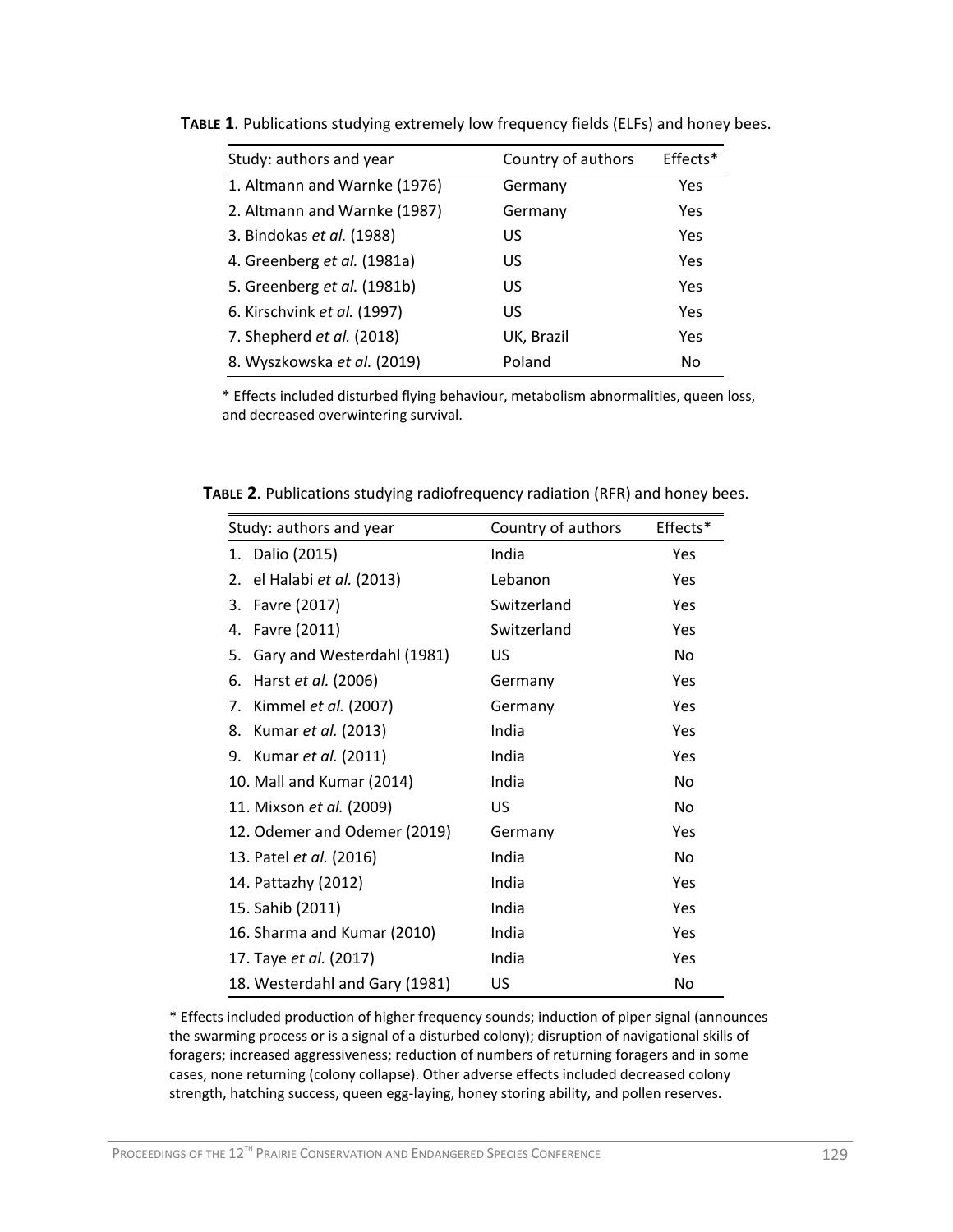**TABLE 1**. Publications studying extremely low frequency fields (ELFs) and honey bees.

| Study: authors and year | Country of authors | Effects* |
|---|---|---|
| 1. Altmann and Warnke (1976) | Germany | Yes |
| 2. Altmann and Warnke (1987) | Germany | Yes |
| 3. Bindokas *et al.* (1988) | US | Yes |
| 4. Greenberg *et al.* (1981a) | US | Yes |
| 5. Greenberg *et al.* (1981b) | US | Yes |
| 6. Kirschvink *et al.* (1997) | US | Yes |
| 7. Shepherd *et al.* (2018) | UK, Brazil | Yes |
| 8. Wyszkowska *et al.* (2019) | Poland | No |

\* Effects included disturbed flying behaviour, metabolism abnormalities, queen loss, and decreased overwintering survival.

**TABLE 2**. Publications studying radiofrequency radiation (RFR) and honey bees.

| Study: authors and year | Country of authors | Effects* |
|---|---|---|
| 1. Dalio (2015) | India | Yes |
| 2. el Halabi *et al.* (2013) | Lebanon | Yes |
| 3. Favre (2017) | Switzerland | Yes |
| 4. Favre (2011) | Switzerland | Yes |
| 5. Gary and Westerdahl (1981) | US | No |
| 6. Harst *et al.* (2006) | Germany | Yes |
| 7. Kimmel *et al.* (2007) | Germany | Yes |
| 8. Kumar *et al.* (2013) | India | Yes |
| 9. Kumar *et al.* (2011) | India | Yes |
| 10. Mall and Kumar (2014) | India | No |
| 11. Mixson *et al.* (2009) | US | No |
| 12. Odemer and Odemer (2019) | Germany | Yes |
| 13. Patel *et al.* (2016) | India | No |
| 14. Pattazhy (2012) | India | Yes |
| 15. Sahib (2011) | India | Yes |
| 16. Sharma and Kumar (2010) | India | Yes |
| 17. Taye *et al.* (2017) | India | Yes |
| 18. Westerdahl and Gary (1981) | US | No |

\* Effects included production of higher frequency sounds; induction of piper signal (announces the swarming process or is a signal of a disturbed colony); disruption of navigational skills of foragers; increased aggressiveness; reduction of numbers of returning foragers and in some cases, none returning (colony collapse). Other adverse effects included decreased colony strength, hatching success, queen egg-laying, honey storing ability, and pollen reserves.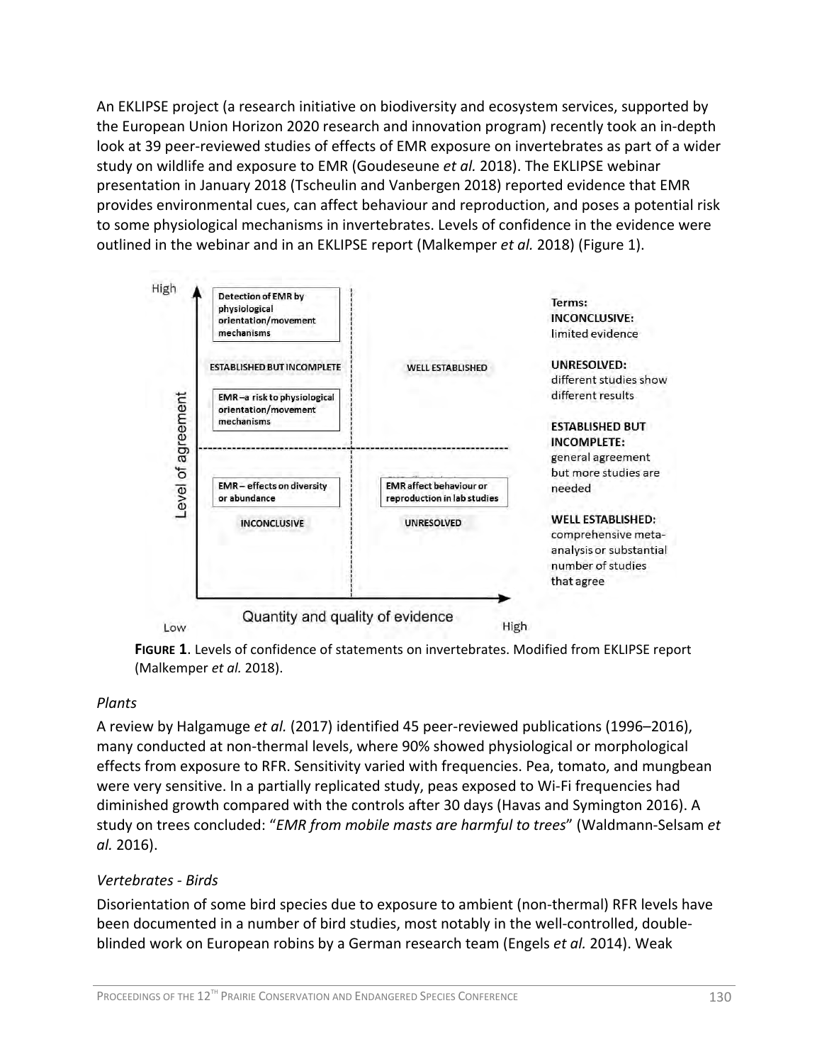An EKLIPSE project (a research initiative on biodiversity and ecosystem services, supported by the European Union Horizon 2020 research and innovation program) recently took an in-depth look at 39 peer-reviewed studies of effects of EMR exposure on invertebrates as part of a wider study on wildlife and exposure to EMR (Goudeseune *et al.* 2018). The EKLIPSE webinar presentation in January 2018 (Tscheulin and Vanbergen 2018) reported evidence that EMR provides environmental cues, can affect behaviour and reproduction, and poses a potential risk to some physiological mechanisms in invertebrates. Levels of confidence in the evidence were outlined in the webinar and in an EKLIPSE report (Malkemper *et al.* 2018) (Figure 1).

**FIGURE 1**. Levels of confidence of statements on invertebrates. Modified from EKLIPSE report (Malkemper *et al.* 2018).

### *Plants*

A review by Halgamuge *et al.* (2017) identified 45 peer-reviewed publications (1996–2016), many conducted at non-thermal levels, where 90% showed physiological or morphological effects from exposure to RFR. Sensitivity varied with frequencies. Pea, tomato, and mungbean were very sensitive. In a partially replicated study, peas exposed to Wi-Fi frequencies had diminished growth compared with the controls after 30 days (Havas and Symington 2016). A study on trees concluded: "*EMR from mobile masts are harmful to trees*" (Waldmann-Selsam *et al.* 2016).

### *Vertebrates - Birds*

Disorientation of some bird species due to exposure to ambient (non-thermal) RFR levels have been documented in a number of bird studies, most notably in the well-controlled, double-blinded work on European robins by a German research team (Engels *et al.* 2014). Weak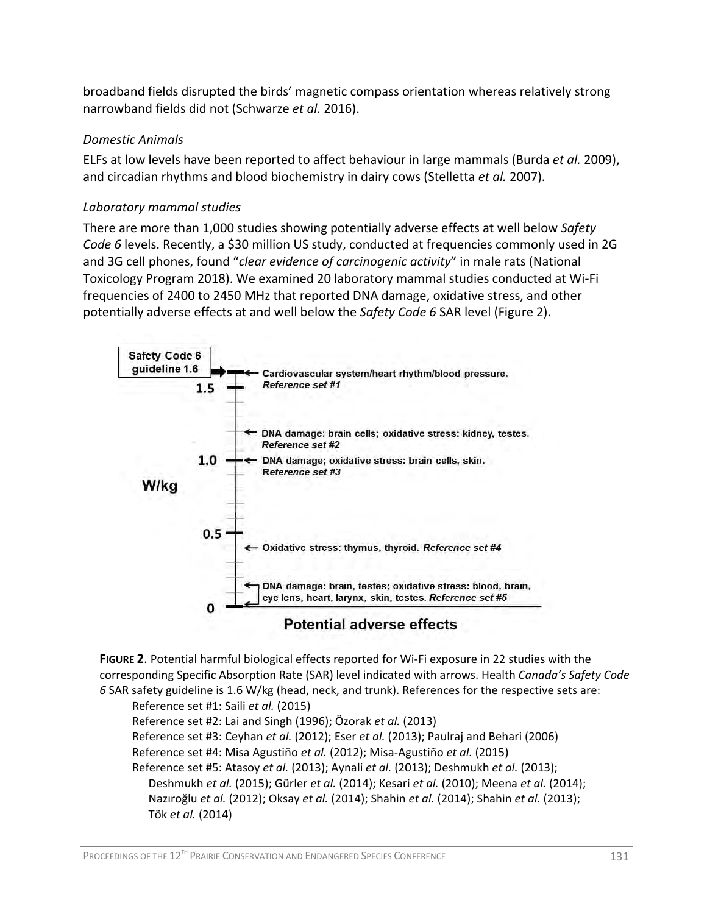broadband fields disrupted the birds' magnetic compass orientation whereas relatively strong narrowband fields did not (Schwarze *et al.* 2016).

*Domestic Animals*

ELFs at low levels have been reported to affect behaviour in large mammals (Burda *et al.* 2009), and circadian rhythms and blood biochemistry in dairy cows (Stelletta *et al.* 2007).

*Laboratory mammal studies*

There are more than 1,000 studies showing potentially adverse effects at well below *Safety Code 6* levels. Recently, a $30 million US study, conducted at frequencies commonly used in 2G and 3G cell phones, found "*clear evidence of carcinogenic activity*" in male rats (National Toxicology Program 2018). We examined 20 laboratory mammal studies conducted at Wi-Fi frequencies of 2400 to 2450 MHz that reported DNA damage, oxidative stress, and other potentially adverse effects at and well below the *Safety Code 6* SAR level (Figure 2).

Safety Code 6 guideline 1.6

W/kg

- 1.6: Cardiovascular system/heart rhythm/blood pressure. *Reference set #1*
- DNA damage: brain cells; oxidative stress: kidney, testes. *Reference set #2*
- 1.0: DNA damage; oxidative stress: brain cells, skin. *Reference set #3*
- Oxidative stress: thymus, thyroid. *Reference set #4*
- DNA damage: brain, testes; oxidative stress: blood, brain, eye lens, heart, larynx, skin, testes. *Reference set #5*

Potential adverse effects

**FIGURE 2**. Potential harmful biological effects reported for Wi-Fi exposure in 22 studies with the corresponding Specific Absorption Rate (SAR) level indicated with arrows. Health *Canada's Safety Code 6* SAR safety guideline is 1.6 W/kg (head, neck, and trunk). References for the respective sets are:

Reference set #1: Saili *et al.* (2015)
Reference set #2: Lai and Singh (1996); Özorak *et al.* (2013)
Reference set #3: Ceyhan *et al.* (2012); Eser *et al.* (2013); Paulraj and Behari (2006)
Reference set #4: Misa Agustiño *et al.* (2012); Misa-Agustiño *et al.* (2015)
Reference set #5: Atasoy *et al.* (2013); Aynali *et al.* (2013); Deshmukh *et al.* (2013); Deshmukh *et al.* (2015); Gürler *et al.* (2014); Kesari *et al.* (2010); Meena *et al.* (2014); Nazıroğlu *et al.* (2012); Oksay *et al.* (2014); Shahin *et al.* (2014); Shahin *et al.* (2013); Tök *et al.* (2014)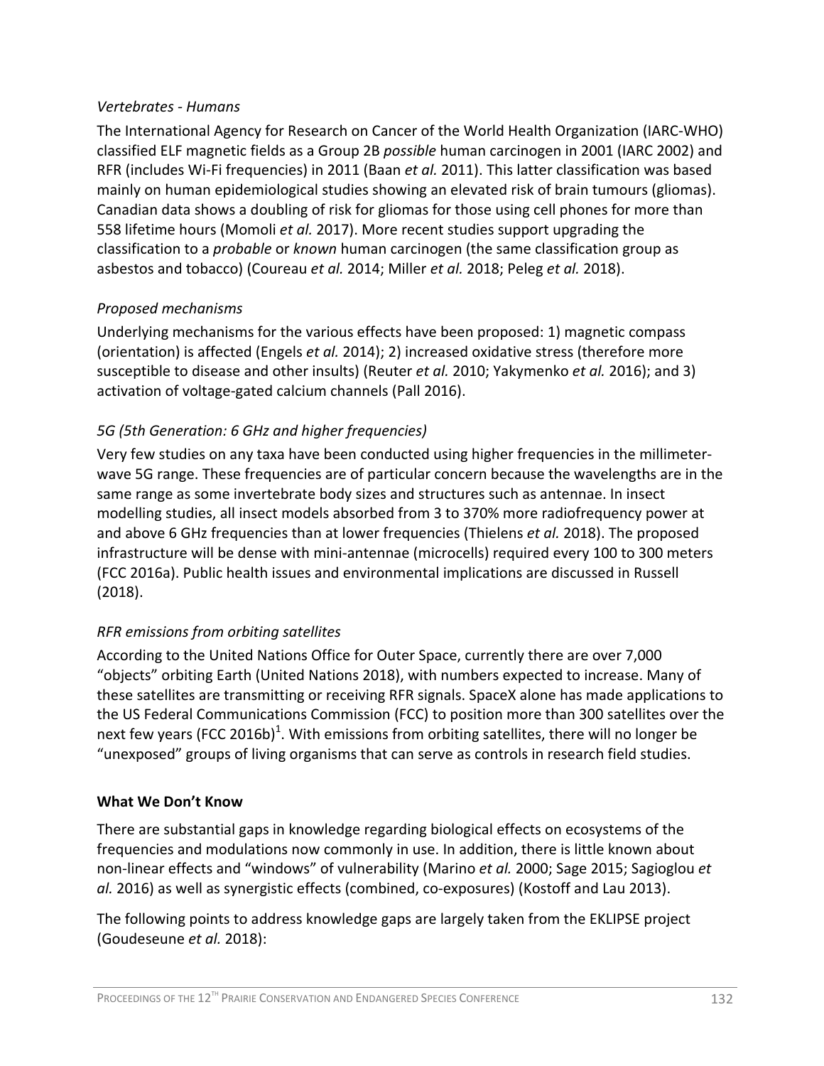*Vertebrates - Humans*

The International Agency for Research on Cancer of the World Health Organization (IARC-WHO) classified ELF magnetic fields as a Group 2B *possible* human carcinogen in 2001 (IARC 2002) and RFR (includes Wi-Fi frequencies) in 2011 (Baan *et al.* 2011). This latter classification was based mainly on human epidemiological studies showing an elevated risk of brain tumours (gliomas). Canadian data shows a doubling of risk for gliomas for those using cell phones for more than 558 lifetime hours (Momoli *et al.* 2017). More recent studies support upgrading the classification to a *probable* or *known* human carcinogen (the same classification group as asbestos and tobacco) (Coureau *et al.* 2014; Miller *et al.* 2018; Peleg *et al.* 2018).

*Proposed mechanisms*

Underlying mechanisms for the various effects have been proposed: 1) magnetic compass (orientation) is affected (Engels *et al.* 2014); 2) increased oxidative stress (therefore more susceptible to disease and other insults) (Reuter *et al.* 2010; Yakymenko *et al.* 2016); and 3) activation of voltage-gated calcium channels (Pall 2016).

*5G (5th Generation: 6 GHz and higher frequencies)*

Very few studies on any taxa have been conducted using higher frequencies in the millimeter-wave 5G range. These frequencies are of particular concern because the wavelengths are in the same range as some invertebrate body sizes and structures such as antennae. In insect modelling studies, all insect models absorbed from 3 to 370% more radiofrequency power at and above 6 GHz frequencies than at lower frequencies (Thielens *et al.* 2018). The proposed infrastructure will be dense with mini-antennae (microcells) required every 100 to 300 meters (FCC 2016a). Public health issues and environmental implications are discussed in Russell (2018).

*RFR emissions from orbiting satellites*

According to the United Nations Office for Outer Space, currently there are over 7,000 "objects" orbiting Earth (United Nations 2018), with numbers expected to increase. Many of these satellites are transmitting or receiving RFR signals. SpaceX alone has made applications to the US Federal Communications Commission (FCC) to position more than 300 satellites over the next few years (FCC 2016b)[1]. With emissions from orbiting satellites, there will no longer be "unexposed" groups of living organisms that can serve as controls in research field studies.

**What We Don't Know**

There are substantial gaps in knowledge regarding biological effects on ecosystems of the frequencies and modulations now commonly in use. In addition, there is little known about non-linear effects and "windows" of vulnerability (Marino *et al.* 2000; Sage 2015; Sagioglou *et al.* 2016) as well as synergistic effects (combined, co-exposures) (Kostoff and Lau 2013).

The following points to address knowledge gaps are largely taken from the EKLIPSE project (Goudeseune *et al.* 2018):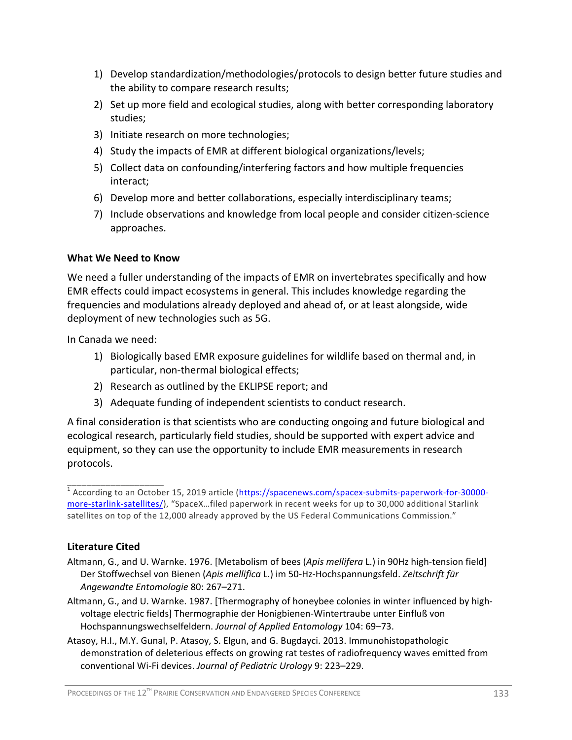1) Develop standardization/methodologies/protocols to design better future studies and the ability to compare research results;
2) Set up more field and ecological studies, along with better corresponding laboratory studies;
3) Initiate research on more technologies;
4) Study the impacts of EMR at different biological organizations/levels;
5) Collect data on confounding/interfering factors and how multiple frequencies interact;
6) Develop more and better collaborations, especially interdisciplinary teams;
7) Include observations and knowledge from local people and consider citizen-science approaches.

**What We Need to Know**

We need a fuller understanding of the impacts of EMR on invertebrates specifically and how EMR effects could impact ecosystems in general. This includes knowledge regarding the frequencies and modulations already deployed and ahead of, or at least alongside, wide deployment of new technologies such as 5G.

In Canada we need:

1) Biologically based EMR exposure guidelines for wildlife based on thermal and, in particular, non-thermal biological effects;
2) Research as outlined by the EKLIPSE report; and
3) Adequate funding of independent scientists to conduct research.

A final consideration is that scientists who are conducting ongoing and future biological and ecological research, particularly field studies, should be supported with expert advice and equipment, so they can use the opportunity to include EMR measurements in research protocols.

___________________

[1] According to an October 15, 2019 article (https://spacenews.com/spacex-submits-paperwork-for-30000-more-starlink-satellites/), "SpaceX…filed paperwork in recent weeks for up to 30,000 additional Starlink satellites on top of the 12,000 already approved by the US Federal Communications Commission."

**Literature Cited**

Altmann, G., and U. Warnke. 1976. [Metabolism of bees (*Apis mellifera* L.) in 90Hz high-tension field] Der Stoffwechsel von Bienen (*Apis mellifica* L.) im 50-Hz-Hochspannungsfeld. *Zeitschrift für Angewandte Entomologie* 80: 267–271.

Altmann, G., and U. Warnke. 1987. [Thermography of honeybee colonies in winter influenced by high-voltage electric fields] Thermographie der Honigbienen-Wintertraube unter Einfluß von Hochspannungswechselfeldern. *Journal of Applied Entomology* 104: 69–73.

Atasoy, H.I., M.Y. Gunal, P. Atasoy, S. Elgun, and G. Bugdayci. 2013. Immunohistopathologic demonstration of deleterious effects on growing rat testes of radiofrequency waves emitted from conventional Wi-Fi devices. *Journal of Pediatric Urology* 9: 223–229.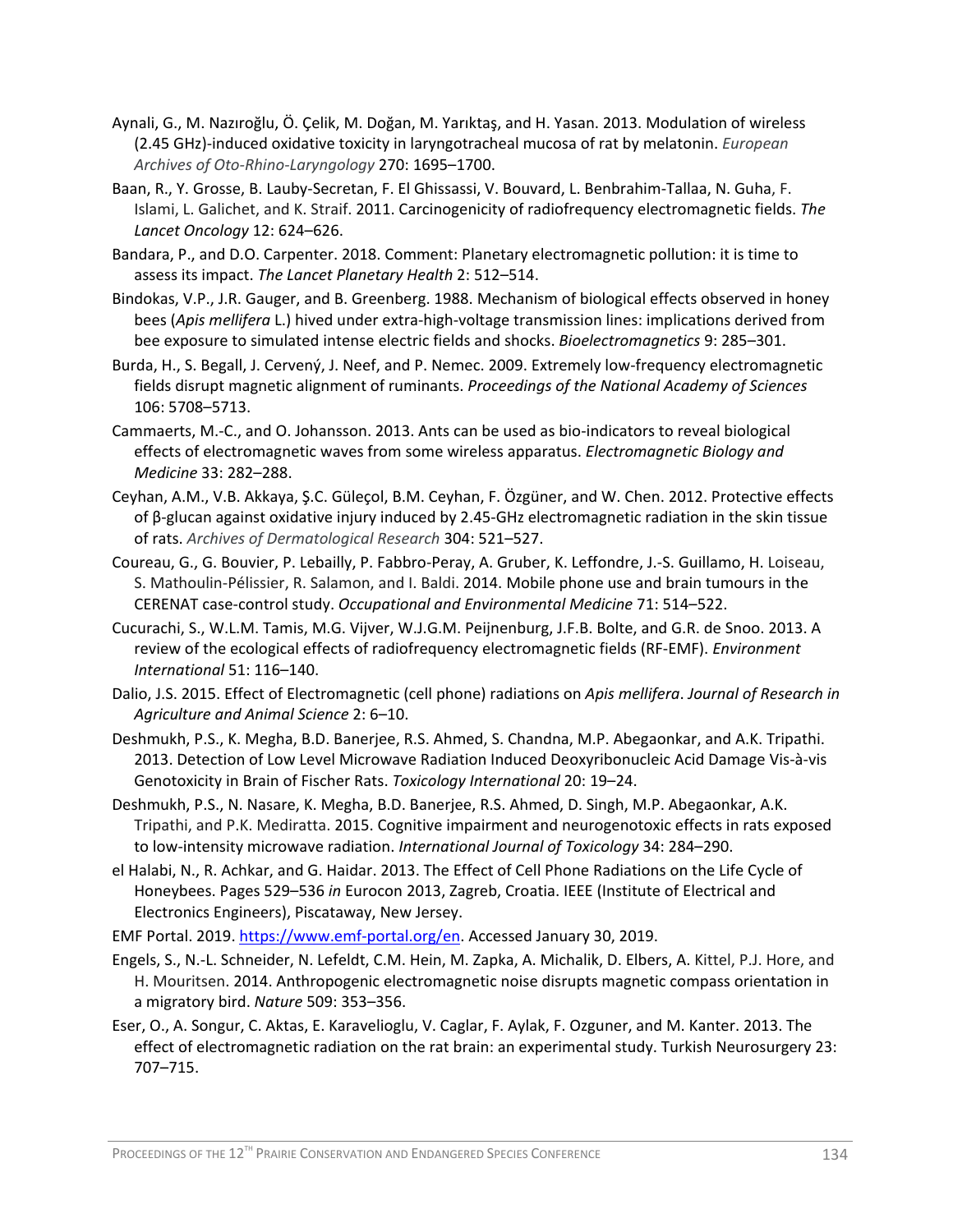Aynali, G., M. Nazıroğlu, Ö. Çelik, M. Doğan, M. Yarıktaş, and H. Yasan. 2013. Modulation of wireless (2.45 GHz)-induced oxidative toxicity in laryngotracheal mucosa of rat by melatonin. *European Archives of Oto-Rhino-Laryngology* 270: 1695–1700.

Baan, R., Y. Grosse, B. Lauby-Secretan, F. El Ghissassi, V. Bouvard, L. Benbrahim-Tallaa, N. Guha, F. Islami, L. Galichet, and K. Straif. 2011. Carcinogenicity of radiofrequency electromagnetic fields. *The Lancet Oncology* 12: 624–626.

Bandara, P., and D.O. Carpenter. 2018. Comment: Planetary electromagnetic pollution: it is time to assess its impact. *The Lancet Planetary Health* 2: 512–514.

Bindokas, V.P., J.R. Gauger, and B. Greenberg. 1988. Mechanism of biological effects observed in honey bees (*Apis mellifera* L.) hived under extra-high-voltage transmission lines: implications derived from bee exposure to simulated intense electric fields and shocks. *Bioelectromagnetics* 9: 285–301.

Burda, H., S. Begall, J. Cervený, J. Neef, and P. Nemec. 2009. Extremely low-frequency electromagnetic fields disrupt magnetic alignment of ruminants. *Proceedings of the National Academy of Sciences* 106: 5708–5713.

Cammaerts, M.-C., and O. Johansson. 2013. Ants can be used as bio-indicators to reveal biological effects of electromagnetic waves from some wireless apparatus. *Electromagnetic Biology and Medicine* 33: 282–288.

Ceyhan, A.M., V.B. Akkaya, Ş.C. Güleçol, B.M. Ceyhan, F. Özgüner, and W. Chen. 2012. Protective effects of β-glucan against oxidative injury induced by 2.45-GHz electromagnetic radiation in the skin tissue of rats. *Archives of Dermatological Research* 304: 521–527.

Coureau, G., G. Bouvier, P. Lebailly, P. Fabbro-Peray, A. Gruber, K. Leffondre, J.-S. Guillamo, H. Loiseau, S. Mathoulin-Pélissier, R. Salamon, and I. Baldi. 2014. Mobile phone use and brain tumours in the CERENAT case-control study. *Occupational and Environmental Medicine* 71: 514–522.

Cucurachi, S., W.L.M. Tamis, M.G. Vijver, W.J.G.M. Peijnenburg, J.F.B. Bolte, and G.R. de Snoo. 2013. A review of the ecological effects of radiofrequency electromagnetic fields (RF-EMF). *Environment International* 51: 116–140.

Dalio, J.S. 2015. Effect of Electromagnetic (cell phone) radiations on *Apis mellifera*. *Journal of Research in Agriculture and Animal Science* 2: 6–10.

Deshmukh, P.S., K. Megha, B.D. Banerjee, R.S. Ahmed, S. Chandna, M.P. Abegaonkar, and A.K. Tripathi. 2013. Detection of Low Level Microwave Radiation Induced Deoxyribonucleic Acid Damage Vis-à-vis Genotoxicity in Brain of Fischer Rats. *Toxicology International* 20: 19–24.

Deshmukh, P.S., N. Nasare, K. Megha, B.D. Banerjee, R.S. Ahmed, D. Singh, M.P. Abegaonkar, A.K. Tripathi, and P.K. Mediratta. 2015. Cognitive impairment and neurogenotoxic effects in rats exposed to low-intensity microwave radiation. *International Journal of Toxicology* 34: 284–290.

el Halabi, N., R. Achkar, and G. Haidar. 2013. The Effect of Cell Phone Radiations on the Life Cycle of Honeybees. Pages 529–536 *in* Eurocon 2013, Zagreb, Croatia. IEEE (Institute of Electrical and Electronics Engineers), Piscataway, New Jersey.

EMF Portal. 2019. https://www.emf-portal.org/en. Accessed January 30, 2019.

Engels, S., N.-L. Schneider, N. Lefeldt, C.M. Hein, M. Zapka, A. Michalik, D. Elbers, A. Kittel, P.J. Hore, and H. Mouritsen. 2014. Anthropogenic electromagnetic noise disrupts magnetic compass orientation in a migratory bird. *Nature* 509: 353–356.

Eser, O., A. Songur, C. Aktas, E. Karavelioglu, V. Caglar, F. Aylak, F. Ozguner, and M. Kanter. 2013. The effect of electromagnetic radiation on the rat brain: an experimental study. Turkish Neurosurgery 23: 707–715.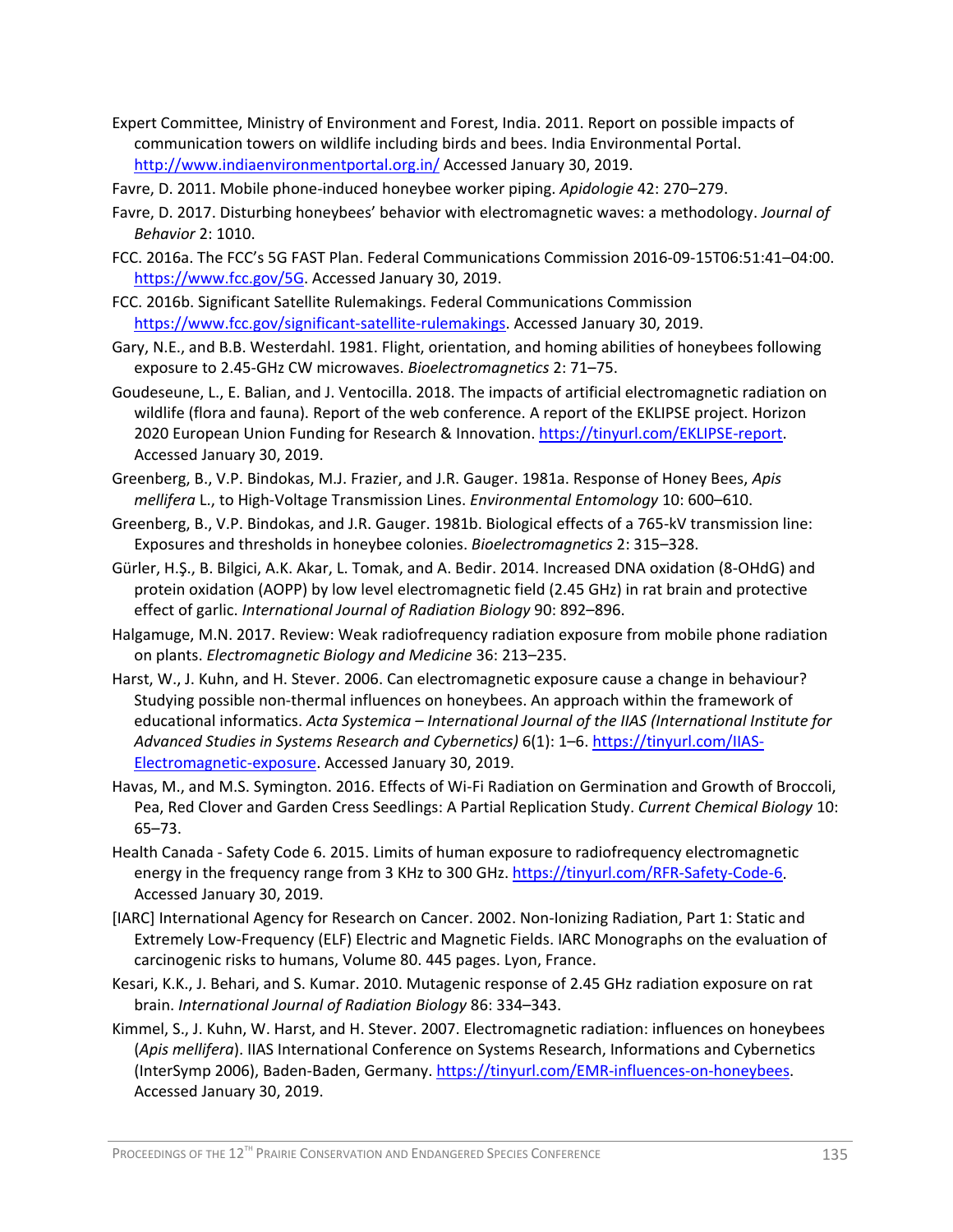Expert Committee, Ministry of Environment and Forest, India. 2011. Report on possible impacts of communication towers on wildlife including birds and bees. India Environmental Portal. http://www.indiaenvironmentportal.org.in/ Accessed January 30, 2019.

Favre, D. 2011. Mobile phone-induced honeybee worker piping. *Apidologie* 42: 270–279.

Favre, D. 2017. Disturbing honeybees' behavior with electromagnetic waves: a methodology. *Journal of Behavior* 2: 1010.

FCC. 2016a. The FCC's 5G FAST Plan. Federal Communications Commission 2016-09-15T06:51:41–04:00. https://www.fcc.gov/5G. Accessed January 30, 2019.

FCC. 2016b. Significant Satellite Rulemakings. Federal Communications Commission https://www.fcc.gov/significant-satellite-rulemakings. Accessed January 30, 2019.

Gary, N.E., and B.B. Westerdahl. 1981. Flight, orientation, and homing abilities of honeybees following exposure to 2.45-GHz CW microwaves. *Bioelectromagnetics* 2: 71–75.

Goudeseune, L., E. Balian, and J. Ventocilla. 2018. The impacts of artificial electromagnetic radiation on wildlife (flora and fauna). Report of the web conference. A report of the EKLIPSE project. Horizon 2020 European Union Funding for Research & Innovation. https://tinyurl.com/EKLIPSE-report. Accessed January 30, 2019.

Greenberg, B., V.P. Bindokas, M.J. Frazier, and J.R. Gauger. 1981a. Response of Honey Bees, *Apis mellifera* L., to High-Voltage Transmission Lines. *Environmental Entomology* 10: 600–610.

Greenberg, B., V.P. Bindokas, and J.R. Gauger. 1981b. Biological effects of a 765-kV transmission line: Exposures and thresholds in honeybee colonies. *Bioelectromagnetics* 2: 315–328.

Gürler, H.Ş., B. Bilgici, A.K. Akar, L. Tomak, and A. Bedir. 2014. Increased DNA oxidation (8-OHdG) and protein oxidation (AOPP) by low level electromagnetic field (2.45 GHz) in rat brain and protective effect of garlic. *International Journal of Radiation Biology* 90: 892–896.

Halgamuge, M.N. 2017. Review: Weak radiofrequency radiation exposure from mobile phone radiation on plants. *Electromagnetic Biology and Medicine* 36: 213–235.

Harst, W., J. Kuhn, and H. Stever. 2006. Can electromagnetic exposure cause a change in behaviour? Studying possible non-thermal influences on honeybees. An approach within the framework of educational informatics. *Acta Systemica – International Journal of the IIAS (International Institute for Advanced Studies in Systems Research and Cybernetics)* 6(1): 1–6. https://tinyurl.com/IIAS-Electromagnetic-exposure. Accessed January 30, 2019.

Havas, M., and M.S. Symington. 2016. Effects of Wi-Fi Radiation on Germination and Growth of Broccoli, Pea, Red Clover and Garden Cress Seedlings: A Partial Replication Study. *Current Chemical Biology* 10: 65–73.

Health Canada - Safety Code 6. 2015. Limits of human exposure to radiofrequency electromagnetic energy in the frequency range from 3 KHz to 300 GHz. https://tinyurl.com/RFR-Safety-Code-6. Accessed January 30, 2019.

[IARC] International Agency for Research on Cancer. 2002. Non-Ionizing Radiation, Part 1: Static and Extremely Low-Frequency (ELF) Electric and Magnetic Fields. IARC Monographs on the evaluation of carcinogenic risks to humans, Volume 80. 445 pages. Lyon, France.

Kesari, K.K., J. Behari, and S. Kumar. 2010. Mutagenic response of 2.45 GHz radiation exposure on rat brain. *International Journal of Radiation Biology* 86: 334–343.

Kimmel, S., J. Kuhn, W. Harst, and H. Stever. 2007. Electromagnetic radiation: influences on honeybees (*Apis mellifera*). IIAS International Conference on Systems Research, Informations and Cybernetics (InterSymp 2006), Baden-Baden, Germany. https://tinyurl.com/EMR-influences-on-honeybees. Accessed January 30, 2019.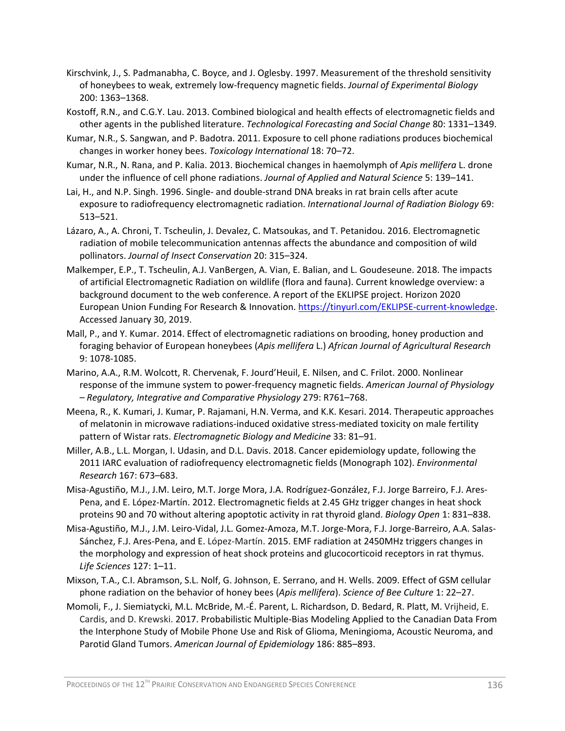Kirschvink, J., S. Padmanabha, C. Boyce, and J. Oglesby. 1997. Measurement of the threshold sensitivity of honeybees to weak, extremely low-frequency magnetic fields. *Journal of Experimental Biology* 200: 1363–1368.

Kostoff, R.N., and C.G.Y. Lau. 2013. Combined biological and health effects of electromagnetic fields and other agents in the published literature. *Technological Forecasting and Social Change* 80: 1331–1349.

Kumar, N.R., S. Sangwan, and P. Badotra. 2011. Exposure to cell phone radiations produces biochemical changes in worker honey bees. *Toxicology International* 18: 70–72.

Kumar, N.R., N. Rana, and P. Kalia. 2013. Biochemical changes in haemolymph of *Apis mellifera* L. drone under the influence of cell phone radiations. *Journal of Applied and Natural Science* 5: 139–141.

Lai, H., and N.P. Singh. 1996. Single- and double-strand DNA breaks in rat brain cells after acute exposure to radiofrequency electromagnetic radiation. *International Journal of Radiation Biology* 69: 513–521.

Lázaro, A., A. Chroni, T. Tscheulin, J. Devalez, C. Matsoukas, and T. Petanidou. 2016. Electromagnetic radiation of mobile telecommunication antennas affects the abundance and composition of wild pollinators. *Journal of Insect Conservation* 20: 315–324.

Malkemper, E.P., T. Tscheulin, A.J. VanBergen, A. Vian, E. Balian, and L. Goudeseune. 2018. The impacts of artificial Electromagnetic Radiation on wildlife (flora and fauna). Current knowledge overview: a background document to the web conference. A report of the EKLIPSE project. Horizon 2020 European Union Funding For Research & Innovation. https://tinyurl.com/EKLIPSE-current-knowledge. Accessed January 30, 2019.

Mall, P., and Y. Kumar. 2014. Effect of electromagnetic radiations on brooding, honey production and foraging behavior of European honeybees (*Apis mellifera* L.) *African Journal of Agricultural Research* 9: 1078-1085.

Marino, A.A., R.M. Wolcott, R. Chervenak, F. Jourd'Heuil, E. Nilsen, and C. Frilot. 2000. Nonlinear response of the immune system to power-frequency magnetic fields. *American Journal of Physiology – Regulatory, Integrative and Comparative Physiology* 279: R761–768.

Meena, R., K. Kumari, J. Kumar, P. Rajamani, H.N. Verma, and K.K. Kesari. 2014. Therapeutic approaches of melatonin in microwave radiations-induced oxidative stress-mediated toxicity on male fertility pattern of Wistar rats. *Electromagnetic Biology and Medicine* 33: 81–91.

Miller, A.B., L.L. Morgan, I. Udasin, and D.L. Davis. 2018. Cancer epidemiology update, following the 2011 IARC evaluation of radiofrequency electromagnetic fields (Monograph 102). *Environmental Research* 167: 673–683.

Misa-Agustiño, M.J., J.M. Leiro, M.T. Jorge Mora, J.A. Rodríguez-González, F.J. Jorge Barreiro, F.J. Ares-Pena, and E. López-Martín. 2012. Electromagnetic fields at 2.45 GHz trigger changes in heat shock proteins 90 and 70 without altering apoptotic activity in rat thyroid gland. *Biology Open* 1: 831–838.

Misa-Agustiño, M.J., J.M. Leiro-Vidal, J.L. Gomez-Amoza, M.T. Jorge-Mora, F.J. Jorge-Barreiro, A.A. Salas-Sánchez, F.J. Ares-Pena, and E. López-Martín. 2015. EMF radiation at 2450MHz triggers changes in the morphology and expression of heat shock proteins and glucocorticoid receptors in rat thymus. *Life Sciences* 127: 1–11.

Mixson, T.A., C.I. Abramson, S.L. Nolf, G. Johnson, E. Serrano, and H. Wells. 2009. Effect of GSM cellular phone radiation on the behavior of honey bees (*Apis mellifera*). *Science of Bee Culture* 1: 22–27.

Momoli, F., J. Siemiatycki, M.L. McBride, M.-É. Parent, L. Richardson, D. Bedard, R. Platt, M. Vrijheid, E. Cardis, and D. Krewski. 2017. Probabilistic Multiple-Bias Modeling Applied to the Canadian Data From the Interphone Study of Mobile Phone Use and Risk of Glioma, Meningioma, Acoustic Neuroma, and Parotid Gland Tumors. *American Journal of Epidemiology* 186: 885–893.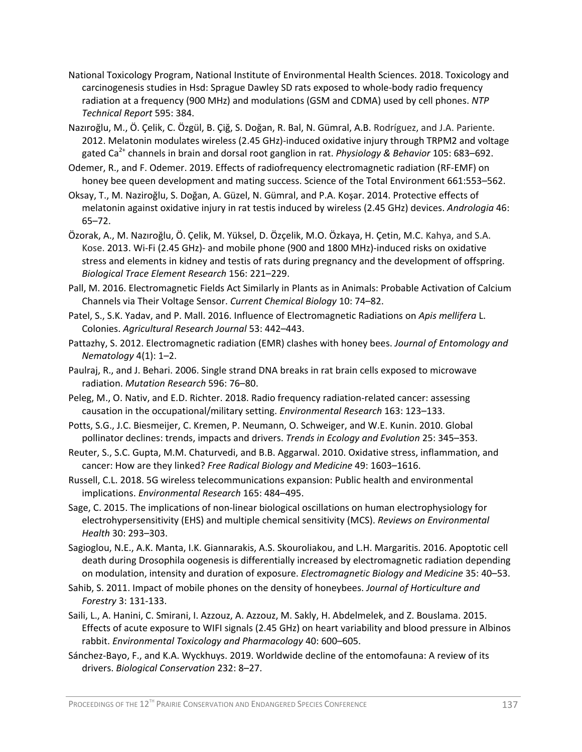National Toxicology Program, National Institute of Environmental Health Sciences. 2018. Toxicology and carcinogenesis studies in Hsd: Sprague Dawley SD rats exposed to whole-body radio frequency radiation at a frequency (900 MHz) and modulations (GSM and CDMA) used by cell phones. *NTP Technical Report* 595: 384.

Nazıroğlu, M., Ö. Çelik, C. Özgül, B. Çiğ, S. Doğan, R. Bal, N. Gümral, A.B. Rodríguez, and J.A. Pariente. 2012. Melatonin modulates wireless (2.45 GHz)-induced oxidative injury through TRPM2 and voltage gated $Ca^{2+}$ channels in brain and dorsal root ganglion in rat. *Physiology & Behavior* 105: 683–692.

Odemer, R., and F. Odemer. 2019. Effects of radiofrequency electromagnetic radiation (RF-EMF) on honey bee queen development and mating success. Science of the Total Environment 661:553–562.

Oksay, T., M. Naziroğlu, S. Doğan, A. Güzel, N. Gümral, and P.A. Koşar. 2014. Protective effects of melatonin against oxidative injury in rat testis induced by wireless (2.45 GHz) devices. *Andrologia* 46: 65–72.

Özorak, A., M. Nazıroğlu, Ö. Çelik, M. Yüksel, D. Özçelik, M.O. Özkaya, H. Çetin, M.C. Kahya, and S.A. Kose. 2013. Wi-Fi (2.45 GHz)- and mobile phone (900 and 1800 MHz)-induced risks on oxidative stress and elements in kidney and testis of rats during pregnancy and the development of offspring. *Biological Trace Element Research* 156: 221–229.

Pall, M. 2016. Electromagnetic Fields Act Similarly in Plants as in Animals: Probable Activation of Calcium Channels via Their Voltage Sensor. *Current Chemical Biology* 10: 74–82.

Patel, S., S.K. Yadav, and P. Mall. 2016. Influence of Electromagnetic Radiations on *Apis mellifera* L. Colonies. *Agricultural Research Journal* 53: 442–443.

Pattazhy, S. 2012. Electromagnetic radiation (EMR) clashes with honey bees. *Journal of Entomology and Nematology* 4(1): 1–2.

Paulraj, R., and J. Behari. 2006. Single strand DNA breaks in rat brain cells exposed to microwave radiation. *Mutation Research* 596: 76–80.

Peleg, M., O. Nativ, and E.D. Richter. 2018. Radio frequency radiation-related cancer: assessing causation in the occupational/military setting. *Environmental Research* 163: 123–133.

Potts, S.G., J.C. Biesmeijer, C. Kremen, P. Neumann, O. Schweiger, and W.E. Kunin. 2010. Global pollinator declines: trends, impacts and drivers. *Trends in Ecology and Evolution* 25: 345–353.

Reuter, S., S.C. Gupta, M.M. Chaturvedi, and B.B. Aggarwal. 2010. Oxidative stress, inflammation, and cancer: How are they linked? *Free Radical Biology and Medicine* 49: 1603–1616.

Russell, C.L. 2018. 5G wireless telecommunications expansion: Public health and environmental implications. *Environmental Research* 165: 484–495.

Sage, C. 2015. The implications of non-linear biological oscillations on human electrophysiology for electrohypersensitivity (EHS) and multiple chemical sensitivity (MCS). *Reviews on Environmental Health* 30: 293–303.

Sagioglou, N.E., A.K. Manta, I.K. Giannarakis, A.S. Skouroliakou, and L.H. Margaritis. 2016. Apoptotic cell death during Drosophila oogenesis is differentially increased by electromagnetic radiation depending on modulation, intensity and duration of exposure. *Electromagnetic Biology and Medicine* 35: 40–53.

Sahib, S. 2011. Impact of mobile phones on the density of honeybees. *Journal of Horticulture and Forestry* 3: 131-133.

Saili, L., A. Hanini, C. Smirani, I. Azzouz, A. Azzouz, M. Sakly, H. Abdelmelek, and Z. Bouslama. 2015. Effects of acute exposure to WIFI signals (2.45 GHz) on heart variability and blood pressure in Albinos rabbit. *Environmental Toxicology and Pharmacology* 40: 600–605.

Sánchez-Bayo, F., and K.A. Wyckhuys. 2019. Worldwide decline of the entomofauna: A review of its drivers. *Biological Conservation* 232: 8–27.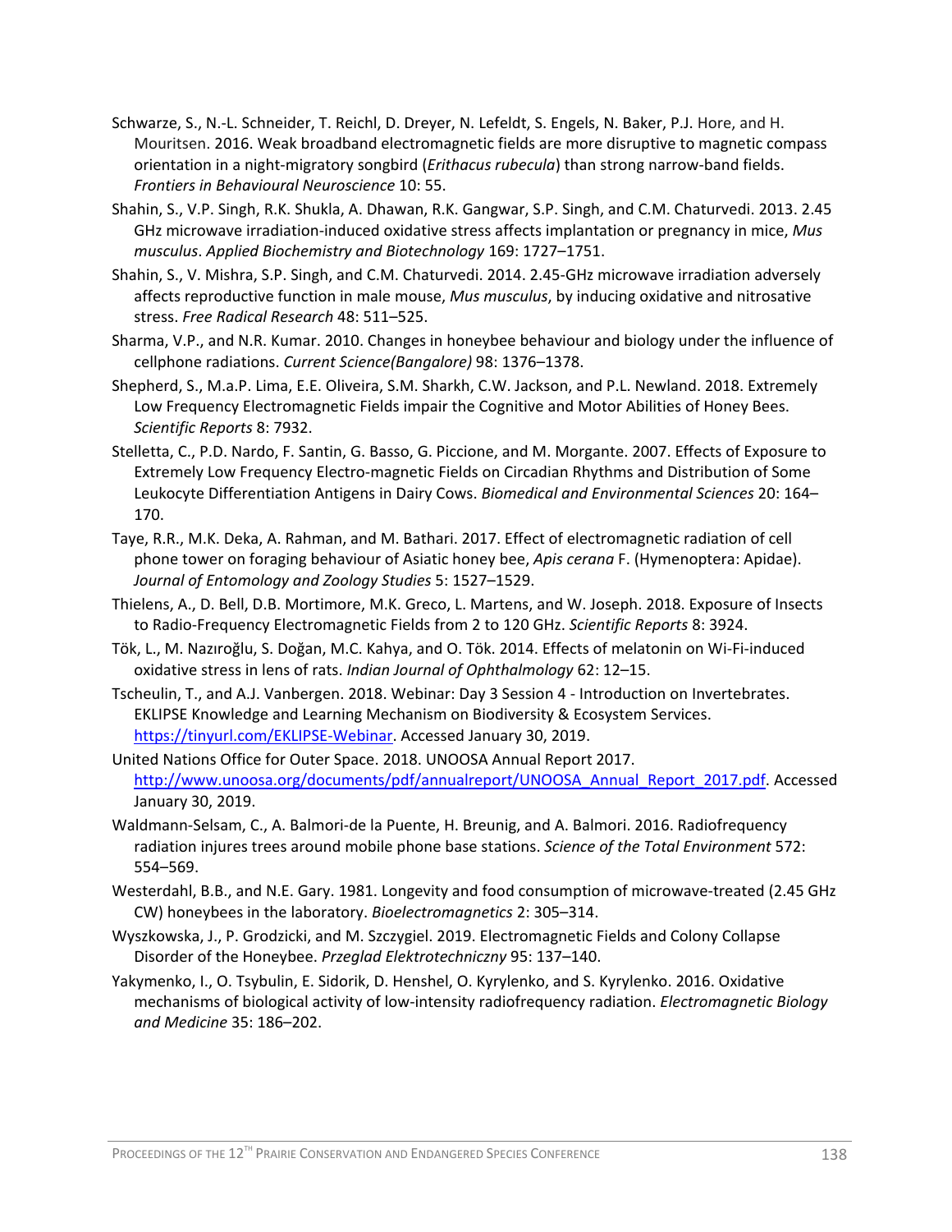Schwarze, S., N.-L. Schneider, T. Reichl, D. Dreyer, N. Lefeldt, S. Engels, N. Baker, P.J. Hore, and H. Mouritsen. 2016. Weak broadband electromagnetic fields are more disruptive to magnetic compass orientation in a night-migratory songbird (*Erithacus rubecula*) than strong narrow-band fields. *Frontiers in Behavioural Neuroscience* 10: 55.

Shahin, S., V.P. Singh, R.K. Shukla, A. Dhawan, R.K. Gangwar, S.P. Singh, and C.M. Chaturvedi. 2013. 2.45 GHz microwave irradiation-induced oxidative stress affects implantation or pregnancy in mice, *Mus musculus*. *Applied Biochemistry and Biotechnology* 169: 1727–1751.

Shahin, S., V. Mishra, S.P. Singh, and C.M. Chaturvedi. 2014. 2.45-GHz microwave irradiation adversely affects reproductive function in male mouse, *Mus musculus*, by inducing oxidative and nitrosative stress. *Free Radical Research* 48: 511–525.

Sharma, V.P., and N.R. Kumar. 2010. Changes in honeybee behaviour and biology under the influence of cellphone radiations. *Current Science(Bangalore)* 98: 1376–1378.

Shepherd, S., M.a.P. Lima, E.E. Oliveira, S.M. Sharkh, C.W. Jackson, and P.L. Newland. 2018. Extremely Low Frequency Electromagnetic Fields impair the Cognitive and Motor Abilities of Honey Bees. *Scientific Reports* 8: 7932.

Stelletta, C., P.D. Nardo, F. Santin, G. Basso, G. Piccione, and M. Morgante. 2007. Effects of Exposure to Extremely Low Frequency Electro-magnetic Fields on Circadian Rhythms and Distribution of Some Leukocyte Differentiation Antigens in Dairy Cows. *Biomedical and Environmental Sciences* 20: 164–170.

Taye, R.R., M.K. Deka, A. Rahman, and M. Bathari. 2017. Effect of electromagnetic radiation of cell phone tower on foraging behaviour of Asiatic honey bee, *Apis cerana* F. (Hymenoptera: Apidae). *Journal of Entomology and Zoology Studies* 5: 1527–1529.

Thielens, A., D. Bell, D.B. Mortimore, M.K. Greco, L. Martens, and W. Joseph. 2018. Exposure of Insects to Radio-Frequency Electromagnetic Fields from 2 to 120 GHz. *Scientific Reports* 8: 3924.

Tök, L., M. Nazıroğlu, S. Doğan, M.C. Kahya, and O. Tök. 2014. Effects of melatonin on Wi-Fi-induced oxidative stress in lens of rats. *Indian Journal of Ophthalmology* 62: 12–15.

Tscheulin, T., and A.J. Vanbergen. 2018. Webinar: Day 3 Session 4 - Introduction on Invertebrates. EKLIPSE Knowledge and Learning Mechanism on Biodiversity & Ecosystem Services. https://tinyurl.com/EKLIPSE-Webinar. Accessed January 30, 2019.

United Nations Office for Outer Space. 2018. UNOOSA Annual Report 2017. http://www.unoosa.org/documents/pdf/annualreport/UNOOSA_Annual_Report_2017.pdf. Accessed January 30, 2019.

Waldmann-Selsam, C., A. Balmori-de la Puente, H. Breunig, and A. Balmori. 2016. Radiofrequency radiation injures trees around mobile phone base stations. *Science of the Total Environment* 572: 554–569.

Westerdahl, B.B., and N.E. Gary. 1981. Longevity and food consumption of microwave-treated (2.45 GHz CW) honeybees in the laboratory. *Bioelectromagnetics* 2: 305–314.

Wyszkowska, J., P. Grodzicki, and M. Szczygiel. 2019. Electromagnetic Fields and Colony Collapse Disorder of the Honeybee. *Przeglad Elektrotechniczny* 95: 137–140.

Yakymenko, I., O. Tsybulin, E. Sidorik, D. Henshel, O. Kyrylenko, and S. Kyrylenko. 2016. Oxidative mechanisms of biological activity of low-intensity radiofrequency radiation. *Electromagnetic Biology and Medicine* 35: 186–202.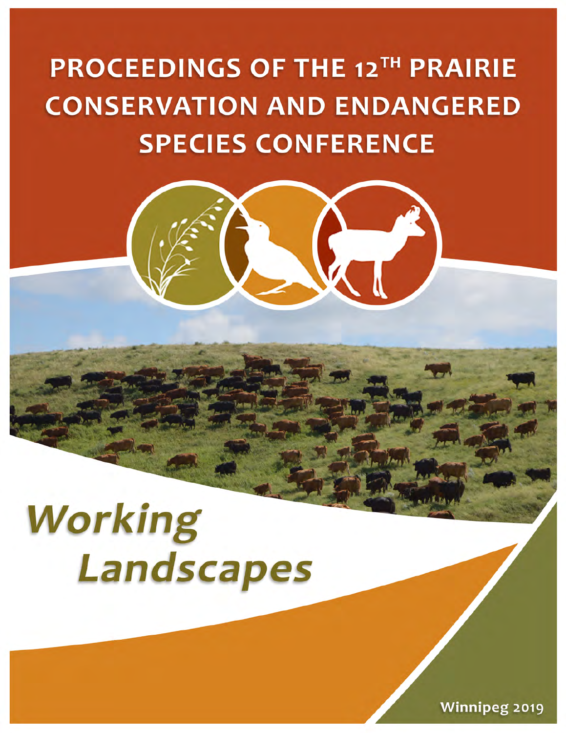# PROCEEDINGS OF THE 12TH PRAIRIE CONSERVATION AND ENDANGERED SPECIES CONFERENCE

*Working Landscapes*

Winnipeg 2019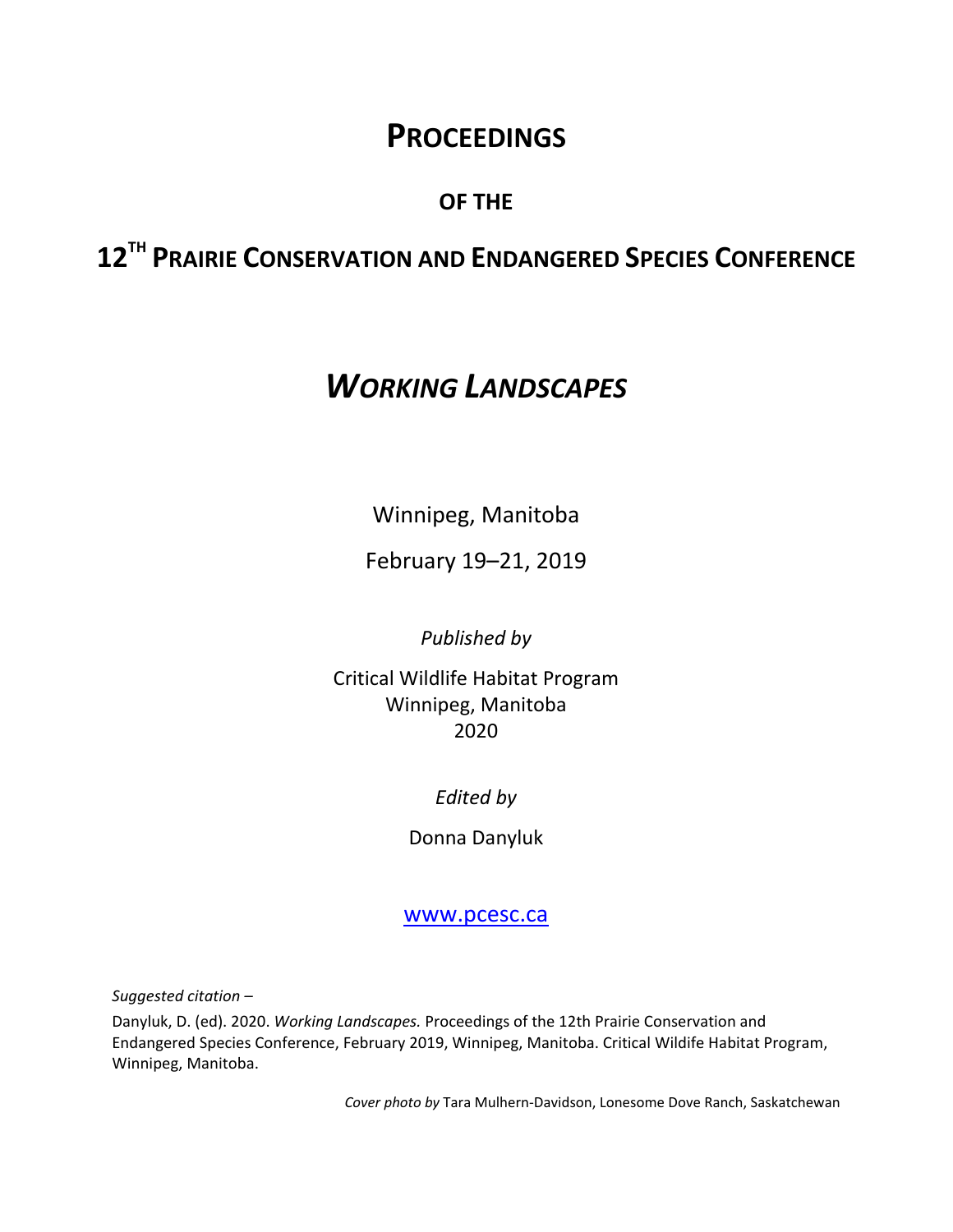# PROCEEDINGS

## OF THE

## 12TH PRAIRIE CONSERVATION AND ENDANGERED SPECIES CONFERENCE

# *WORKING LANDSCAPES*

Winnipeg, Manitoba

February 19–21, 2019

*Published by*

Critical Wildlife Habitat Program
Winnipeg, Manitoba
2020

*Edited by*

Donna Danyluk

www.pcesc.ca

*Suggested citation* –

Danyluk, D. (ed). 2020. *Working Landscapes.* Proceedings of the 12th Prairie Conservation and Endangered Species Conference, February 2019, Winnipeg, Manitoba. Critical Wildlife Habitat Program, Winnipeg, Manitoba.

*Cover photo by* Tara Mulhern-Davidson, Lonesome Dove Ranch, Saskatchewan